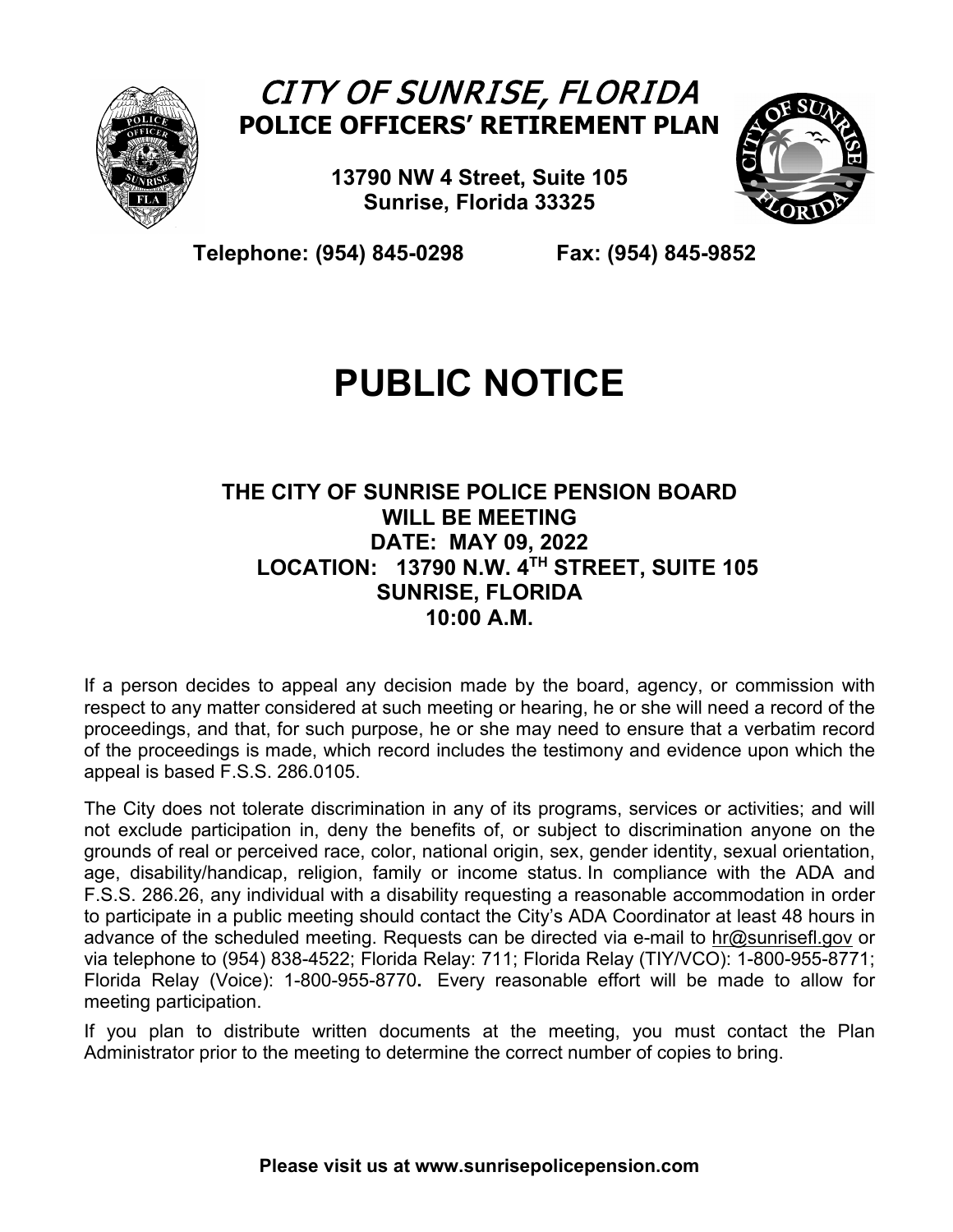# CITY OF SUNRISE, FLORIDA

## POLICE OFFICERS' RETIREMENT PLAN

**13790 NW 4 Street, Suite 105**
**Sunrise, Florida 33325**

**Telephone: (954) 845-0298 Fax: (954) 845-9852**

# PUBLIC NOTICE

**THE CITY OF SUNRISE POLICE PENSION BOARD**
**WILL BE MEETING**
**DATE: MAY 09, 2022**
**LOCATION: 13790 N.W. 4TH STREET, SUITE 105**
**SUNRISE, FLORIDA**
**10:00 A.M.**

If a person decides to appeal any decision made by the board, agency, or commission with respect to any matter considered at such meeting or hearing, he or she will need a record of the proceedings, and that, for such purpose, he or she may need to ensure that a verbatim record of the proceedings is made, which record includes the testimony and evidence upon which the appeal is based F.S.S. 286.0105.

The City does not tolerate discrimination in any of its programs, services or activities; and will not exclude participation in, deny the benefits of, or subject to discrimination anyone on the grounds of real or perceived race, color, national origin, sex, gender identity, sexual orientation, age, disability/handicap, religion, family or income status. In compliance with the ADA and F.S.S. 286.26, any individual with a disability requesting a reasonable accommodation in order to participate in a public meeting should contact the City's ADA Coordinator at least 48 hours in advance of the scheduled meeting. Requests can be directed via e-mail to hr@sunrisefl.gov or via telephone to (954) 838-4522; Florida Relay: 711; Florida Relay (TIY/VCO): 1-800-955-8771; Florida Relay (Voice): 1-800-955-8770**.** Every reasonable effort will be made to allow for meeting participation.

If you plan to distribute written documents at the meeting, you must contact the Plan Administrator prior to the meeting to determine the correct number of copies to bring.

**Please visit us at www.sunrisepolicepension.com**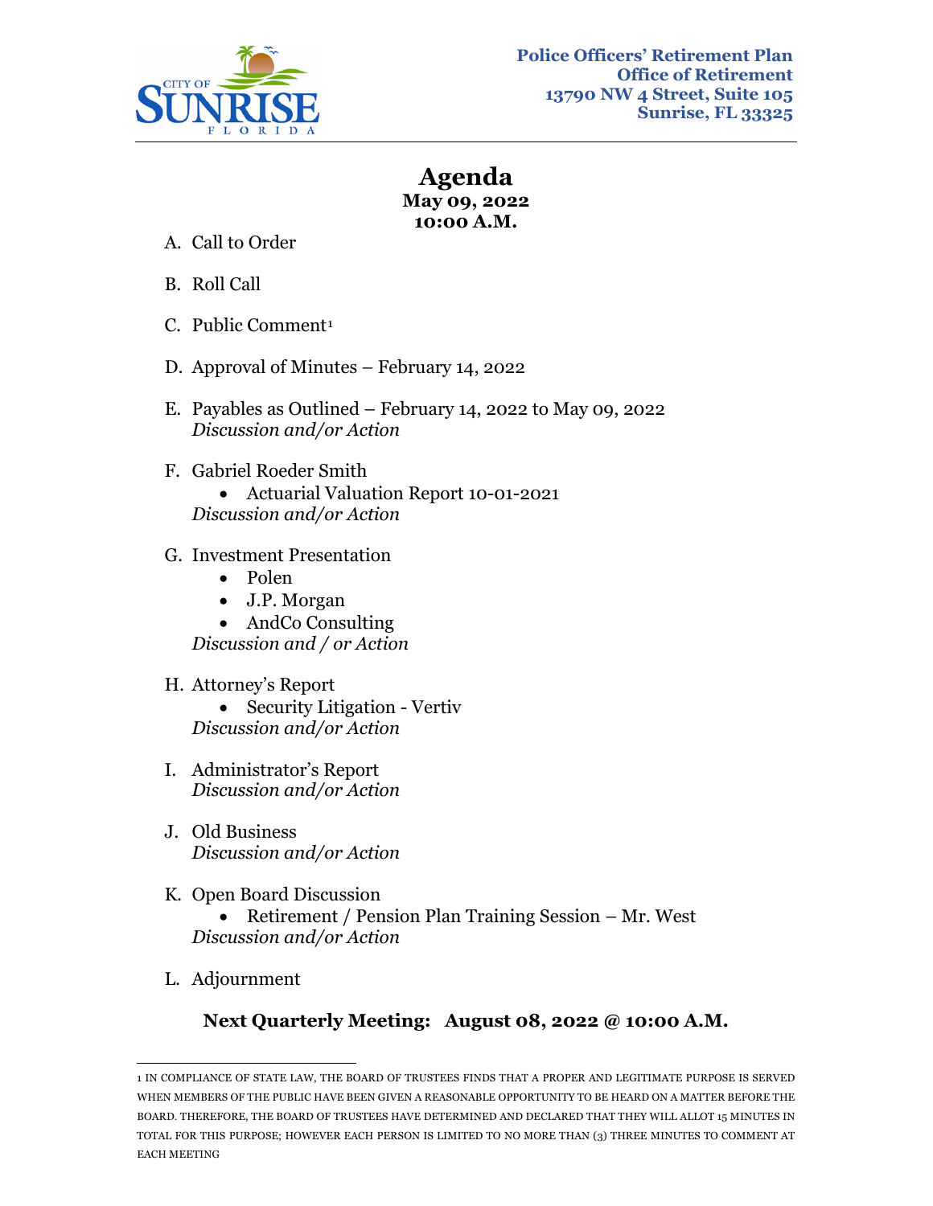CITY OF SUNRISE FLORIDA

**Police Officers' Retirement Plan**
**Office of Retirement**
**13790 NW 4 Street, Suite 105**
**Sunrise, FL 33325**

# Agenda

**May 09, 2022**
**10:00 A.M.**

A. Call to Order

B. Roll Call

C. Public Comment[1]

D. Approval of Minutes – February 14, 2022

E. Payables as Outlined – February 14, 2022 to May 09, 2022
*Discussion and/or Action*

F. Gabriel Roeder Smith
- Actuarial Valuation Report 10-01-2021

*Discussion and/or Action*

G. Investment Presentation
- Polen
- J.P. Morgan
- AndCo Consulting

*Discussion and / or Action*

H. Attorney's Report
- Security Litigation - Vertiv

*Discussion and/or Action*

I. Administrator's Report
*Discussion and/or Action*

J. Old Business
*Discussion and/or Action*

K. Open Board Discussion
- Retirement / Pension Plan Training Session – Mr. West

*Discussion and/or Action*

L. Adjournment

**Next Quarterly Meeting: August 08, 2022 @ 10:00 A.M.**

---

[1] IN COMPLIANCE OF STATE LAW, THE BOARD OF TRUSTEES FINDS THAT A PROPER AND LEGITIMATE PURPOSE IS SERVED WHEN MEMBERS OF THE PUBLIC HAVE BEEN GIVEN A REASONABLE OPPORTUNITY TO BE HEARD ON A MATTER BEFORE THE BOARD. THEREFORE, THE BOARD OF TRUSTEES HAVE DETERMINED AND DECLARED THAT THEY WILL ALLOT 15 MINUTES IN TOTAL FOR THIS PURPOSE; HOWEVER EACH PERSON IS LIMITED TO NO MORE THAN (3) THREE MINUTES TO COMMENT AT EACH MEETING